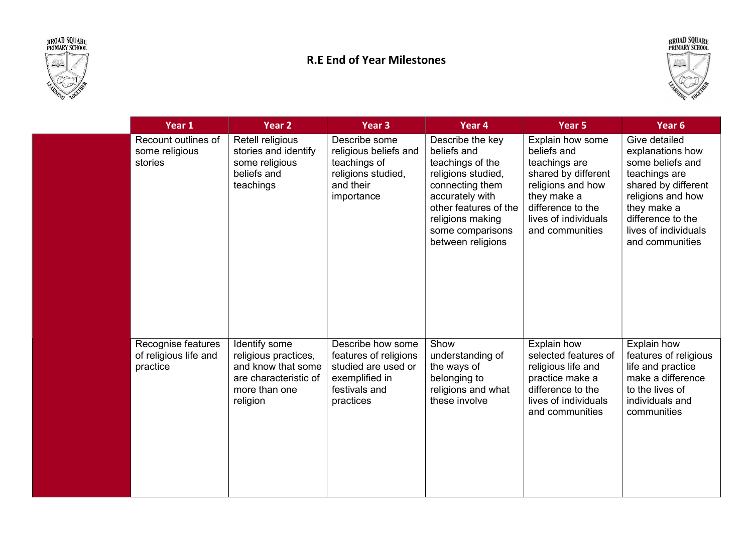# R.E End of Year Milestones

| | Year 1 | Year 2 | Year 3 | Year 4 | Year 5 | Year 6 |
|---|---|---|---|---|---|---|
| | Recount outlines of some religious stories | Retell religious stories and identify some religious beliefs and teachings | Describe some religious beliefs and teachings of religions studied, and their importance | Describe the key beliefs and teachings of the religions studied, connecting them accurately with other features of the religions making some comparisons between religions | Explain how some beliefs and teachings are shared by different religions and how they make a difference to the lives of individuals and communities | Give detailed explanations how some beliefs and teachings are shared by different religions and how they make a difference to the lives of individuals and communities |
| | Recognise features of religious life and practice | Identify some religious practices, and know that some are characteristic of more than one religion | Describe how some features of religions studied are used or exemplified in festivals and practices | Show understanding of the ways of belonging to religions and what these involve | Explain how selected features of religious life and practice make a difference to the lives of individuals and communities | Explain how features of religious life and practice make a difference to the lives of individuals and communities |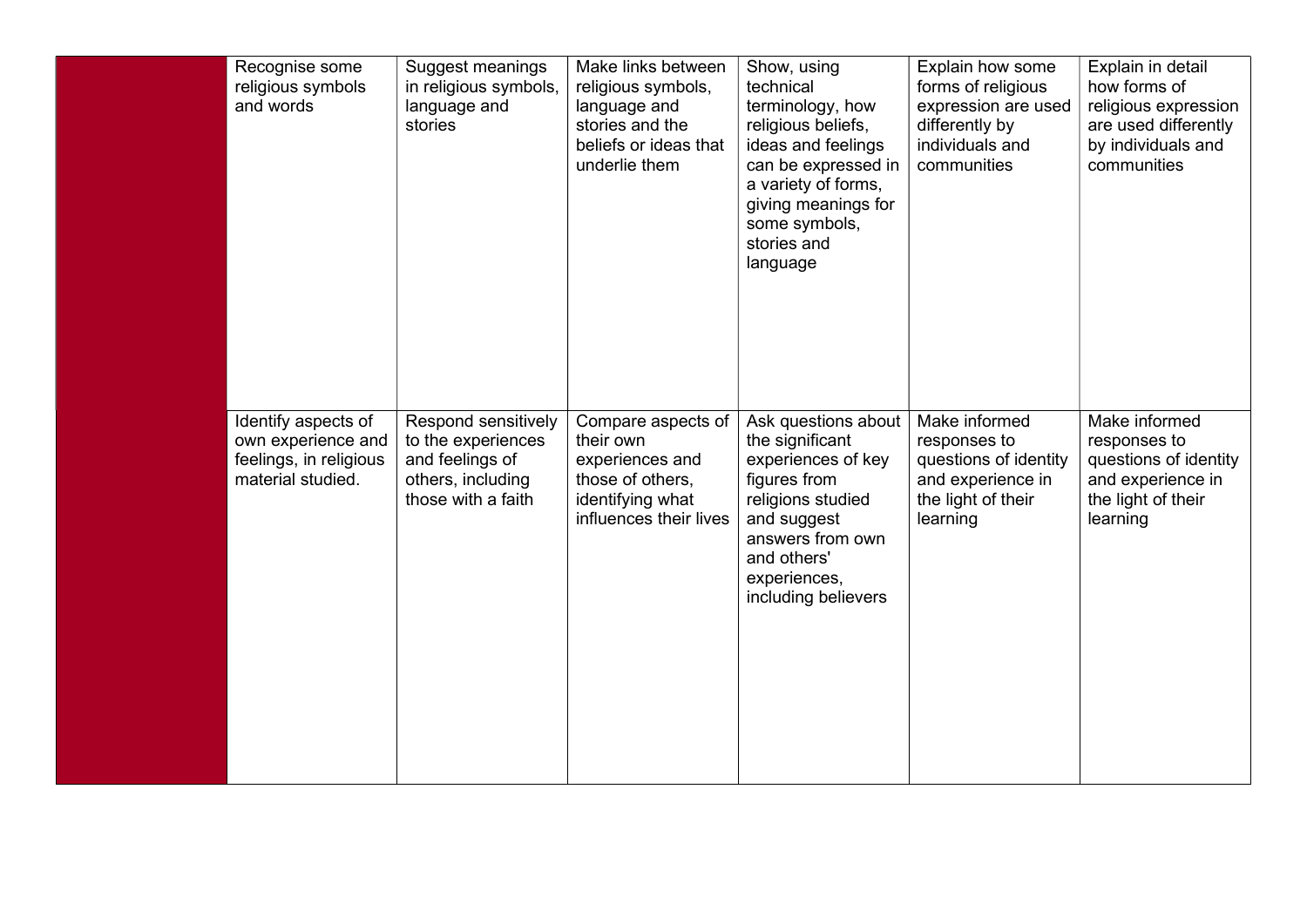|  |  |  |  |  |  |  |
|---|---|---|---|---|---|---|
|  | Recognise some religious symbols and words | Suggest meanings in religious symbols, language and stories | Make links between religious symbols, language and stories and the beliefs or ideas that underlie them | Show, using technical terminology, how religious beliefs, ideas and feelings can be expressed in a variety of forms, giving meanings for some symbols, stories and language | Explain how some forms of religious expression are used differently by individuals and communities | Explain in detail how forms of religious expression are used differently by individuals and communities |
|  | Identify aspects of own experience and feelings, in religious material studied. | Respond sensitively to the experiences and feelings of others, including those with a faith | Compare aspects of their own experiences and those of others, identifying what influences their lives | Ask questions about the significant experiences of key figures from religions studied and suggest answers from own and others' experiences, including believers | Make informed responses to questions of identity and experience in the light of their learning | Make informed responses to questions of identity and experience in the light of their learning |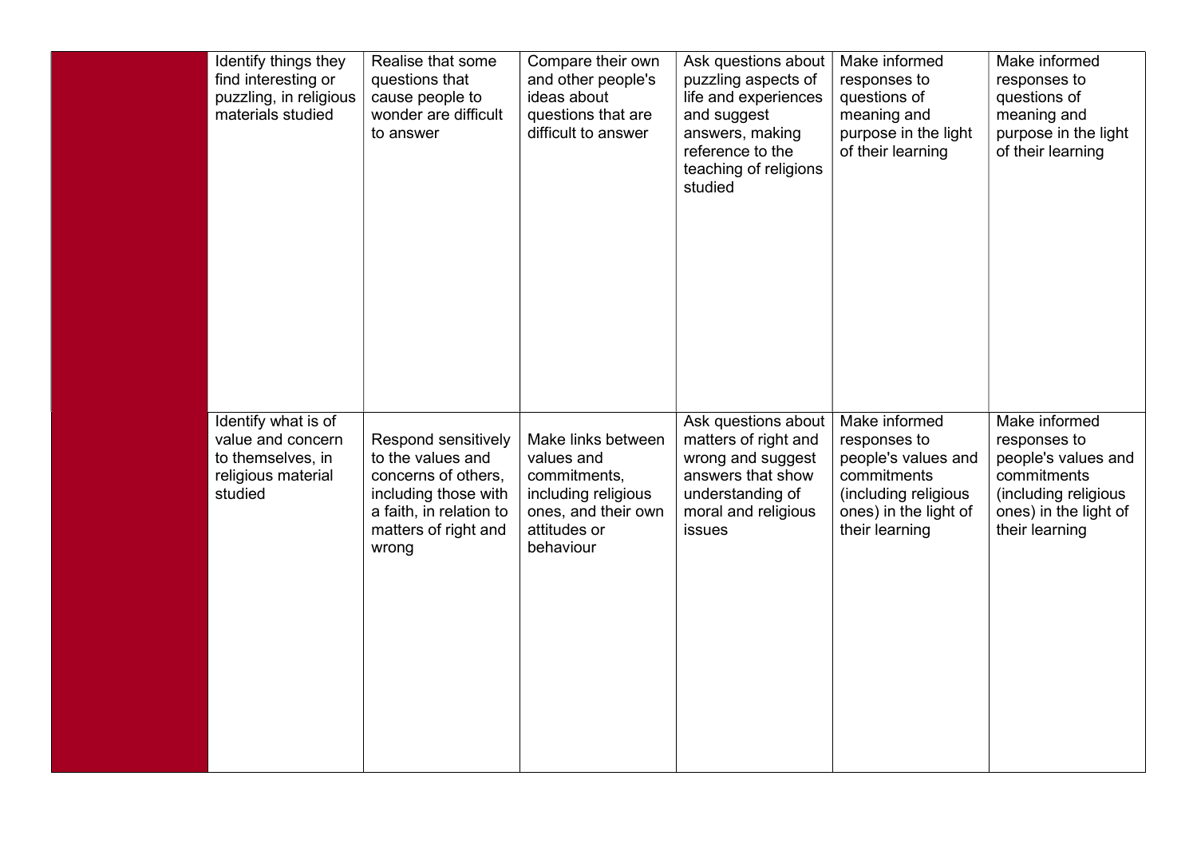| | | | | | | |
|---|---|---|---|---|---|---|
| | Identify things they find interesting or puzzling, in religious materials studied | Realise that some questions that cause people to wonder are difficult to answer | Compare their own and other people's ideas about questions that are difficult to answer | Ask questions about puzzling aspects of life and experiences and suggest answers, making reference to the teaching of religions studied | Make informed responses to questions of meaning and purpose in the light of their learning | Make informed responses to questions of meaning and purpose in the light of their learning |
| | Identify what is of value and concern to themselves, in religious material studied | Respond sensitively to the values and concerns of others, including those with a faith, in relation to matters of right and wrong | Make links between values and commitments, including religious ones, and their own attitudes or behaviour | Ask questions about matters of right and wrong and suggest answers that show understanding of moral and religious issues | Make informed responses to people's values and commitments (including religious ones) in the light of their learning | Make informed responses to people's values and commitments (including religious ones) in the light of their learning |